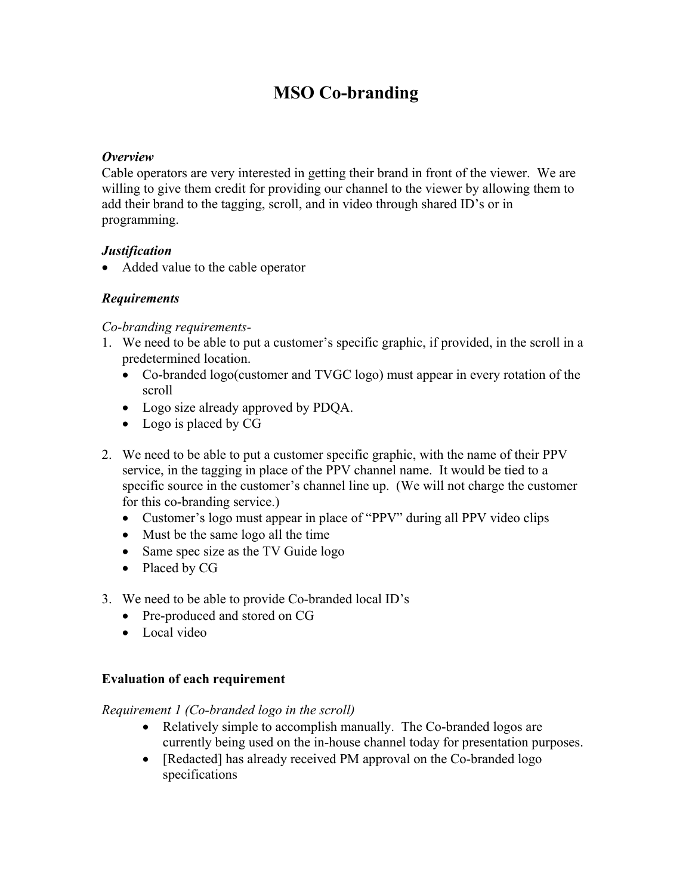# MSO Co-branding

***Overview***

Cable operators are very interested in getting their brand in front of the viewer. We are willing to give them credit for providing our channel to the viewer by allowing them to add their brand to the tagging, scroll, and in video through shared ID's or in programming.

***Justification***

- Added value to the cable operator

***Requirements***

*Co-branding requirements-*

1. We need to be able to put a customer's specific graphic, if provided, in the scroll in a predetermined location.
   - Co-branded logo(customer and TVGC logo) must appear in every rotation of the scroll
   - Logo size already approved by PDQA.
   - Logo is placed by CG

2. We need to be able to put a customer specific graphic, with the name of their PPV service, in the tagging in place of the PPV channel name. It would be tied to a specific source in the customer's channel line up. (We will not charge the customer for this co-branding service.)
   - Customer's logo must appear in place of "PPV" during all PPV video clips
   - Must be the same logo all the time
   - Same spec size as the TV Guide logo
   - Placed by CG

3. We need to be able to provide Co-branded local ID's
   - Pre-produced and stored on CG
   - Local video

**Evaluation of each requirement**

*Requirement 1 (Co-branded logo in the scroll)*

- Relatively simple to accomplish manually. The Co-branded logos are currently being used on the in-house channel today for presentation purposes.
- [Redacted] has already received PM approval on the Co-branded logo specifications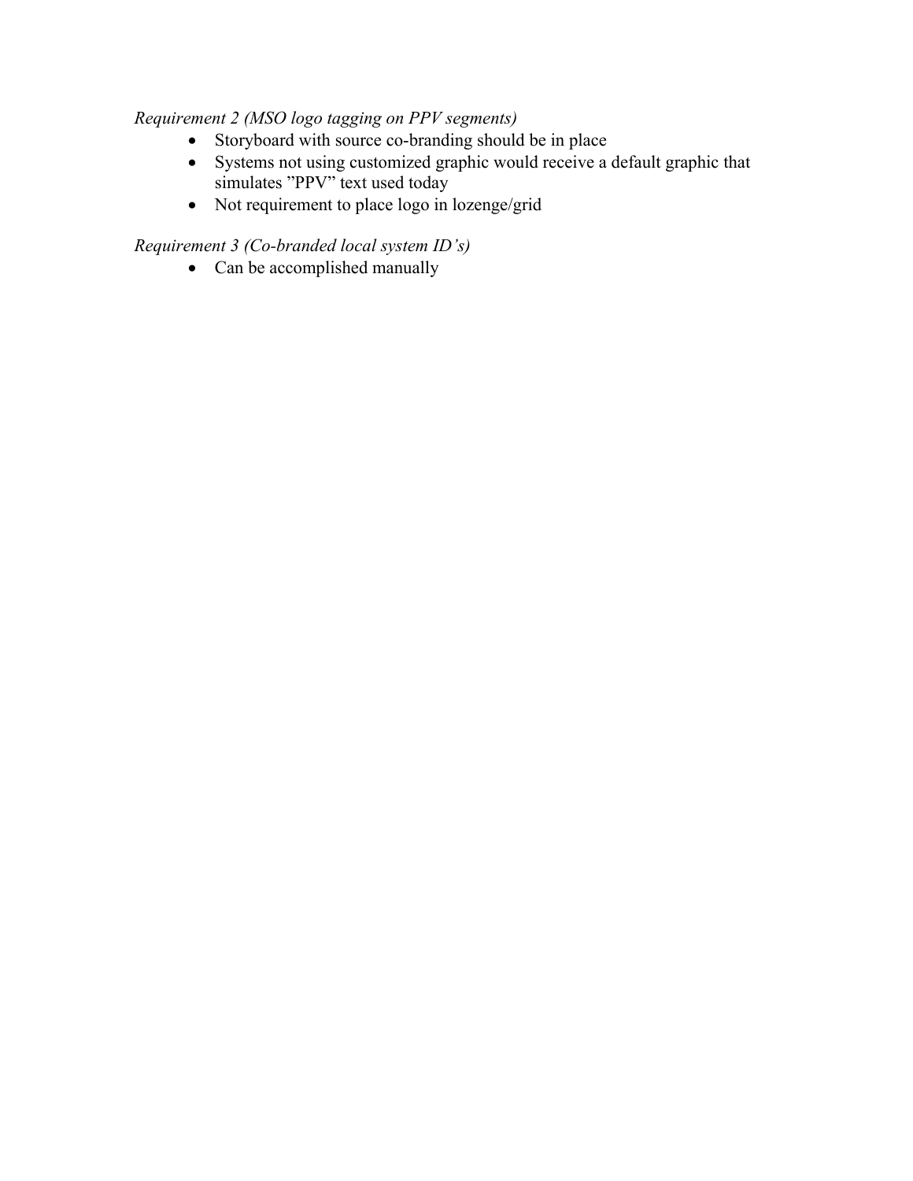*Requirement 2 (MSO logo tagging on PPV segments)*

- Storyboard with source co-branding should be in place
- Systems not using customized graphic would receive a default graphic that simulates "PPV" text used today
- Not requirement to place logo in lozenge/grid

*Requirement 3 (Co-branded local system ID's)*

- Can be accomplished manually